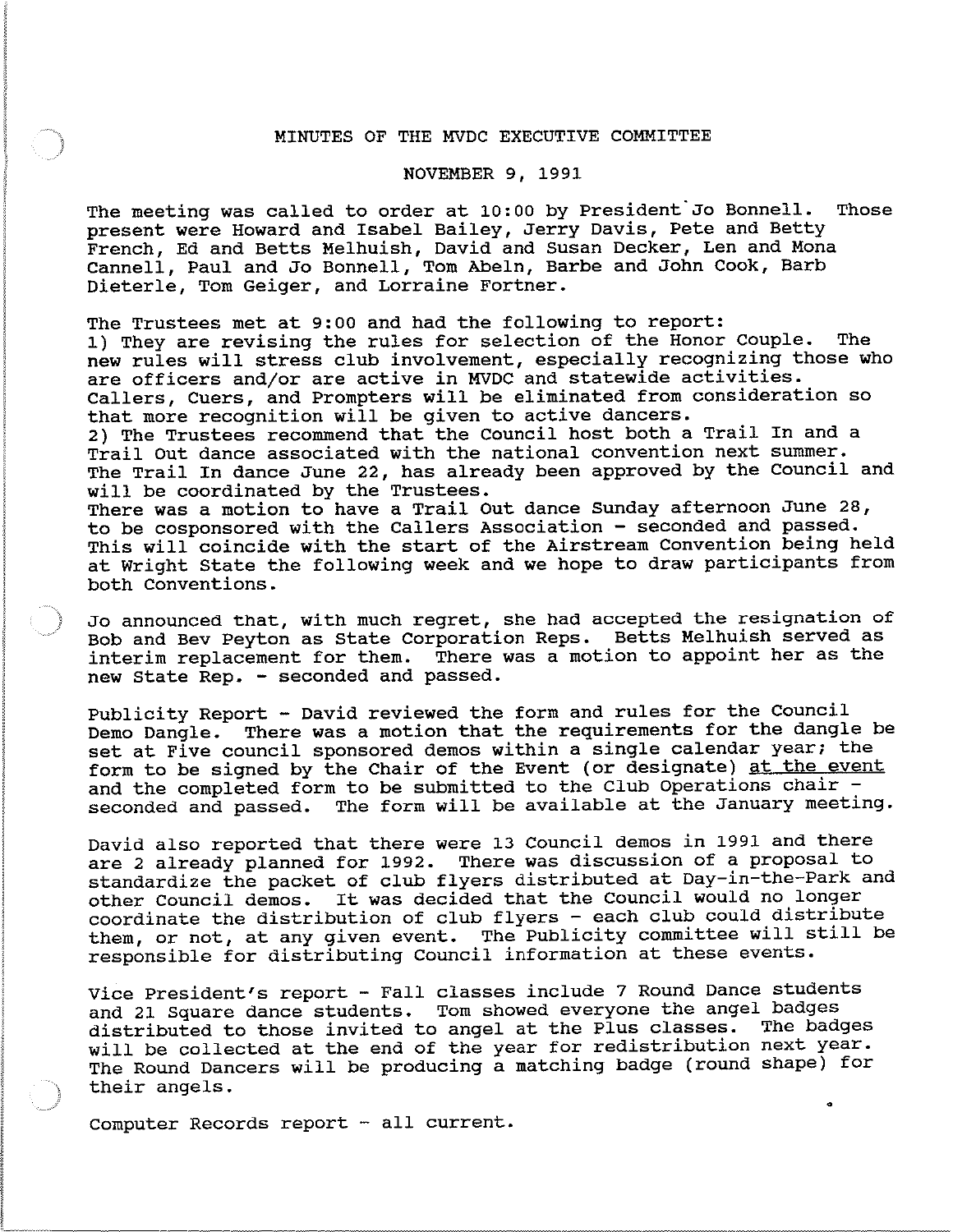# MINUTES OF THE MVDC EXECUTIVE COMMITTEE

## NOVEMBER 9, 1991

The meeting was called to order at 10:00 by President Jo Bonnell. Those present were Howard and Isabel Bailey, Jerry Davis, Pete and Betty French, Ed and Betts Melhuish, David and Susan Decker, Len and Mona Cannell, Paul and Jo Bonnell, Tom Abeln, Barbe and John Cook, Barb Dieterle, Tom Geiger, and Lorraine Fortner.

The Trustees met at 9:00 and had the following to report:
1) They are revising the rules for selection of the Honor Couple. The new rules will stress club involvement, especially recognizing those who are officers and/or are active in MVDC and statewide activities. Callers, Cuers, and Prompters will be eliminated from consideration so that more recognition will be given to active dancers.
2) The Trustees recommend that the Council host both a Trail In and a Trail Out dance associated with the national convention next summer. The Trail In dance June 22, has already been approved by the Council and will be coordinated by the Trustees.
There was a motion to have a Trail Out dance Sunday afternoon June 28, to be cosponsored with the Callers Association - seconded and passed. This will coincide with the start of the Airstream Convention being held at Wright State the following week and we hope to draw participants from both Conventions.

Jo announced that, with much regret, she had accepted the resignation of Bob and Bev Peyton as State Corporation Reps. Betts Melhuish served as interim replacement for them. There was a motion to appoint her as the new State Rep. - seconded and passed.

Publicity Report - David reviewed the form and rules for the Council Demo Dangle. There was a motion that the requirements for the dangle be set at Five council sponsored demos within a single calendar year; the form to be signed by the Chair of the Event (or designate) <u>at the event</u> and the completed form to be submitted to the Club Operations chair - seconded and passed. The form will be available at the January meeting.

David also reported that there were 13 Council demos in 1991 and there are 2 already planned for 1992. There was discussion of a proposal to standardize the packet of club flyers distributed at Day-in-the-Park and other Council demos. It was decided that the Council would no longer coordinate the distribution of club flyers - each club could distribute them, or not, at any given event. The Publicity committee will still be responsible for distributing Council information at these events.

Vice President's report - Fall classes include 7 Round Dance students and 21 Square dance students. Tom showed everyone the angel badges distributed to those invited to angel at the Plus classes. The badges will be collected at the end of the year for redistribution next year. The Round Dancers will be producing a matching badge (round shape) for their angels.

Computer Records report - all current.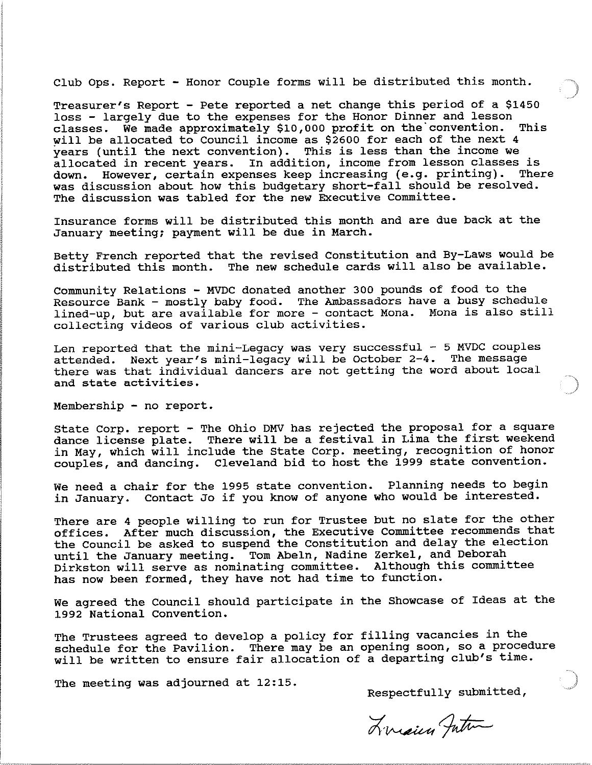Club Ops. Report - Honor Couple forms will be distributed this month.

Treasurer's Report - Pete reported a net change this period of a $1450 loss - largely due to the expenses for the Honor Dinner and lesson classes. We made approximately $10,000 profit on the convention. This will be allocated to Council income as $2600 for each of the next 4 years (until the next convention). This is less than the income we allocated in recent years. In addition, income from lesson classes is down. However, certain expenses keep increasing (e.g. printing). There was discussion about how this budgetary short-fall should be resolved. The discussion was tabled for the new Executive Committee.

Insurance forms will be distributed this month and are due back at the January meeting; payment will be due in March.

Betty French reported that the revised Constitution and By-Laws would be distributed this month. The new schedule cards will also be available.

Community Relations - MVDC donated another 300 pounds of food to the Resource Bank - mostly baby food. The Ambassadors have a busy schedule lined-up, but are available for more - contact Mona. Mona is also still collecting videos of various club activities.

Len reported that the mini-Legacy was very successful - 5 MVDC couples attended. Next year's mini-legacy will be October 2-4. The message there was that individual dancers are not getting the word about local and state activities.

Membership - no report.

State Corp. report - The Ohio DMV has rejected the proposal for a square dance license plate. There will be a festival in Lima the first weekend in May, which will include the State Corp. meeting, recognition of honor couples, and dancing. Cleveland bid to host the 1999 state convention.

We need a chair for the 1995 state convention. Planning needs to begin in January. Contact Jo if you know of anyone who would be interested.

There are 4 people willing to run for Trustee but no slate for the other offices. After much discussion, the Executive Committee recommends that the Council be asked to suspend the Constitution and delay the election until the January meeting. Tom Abeln, Nadine Zerkel, and Deborah Dirkston will serve as nominating committee. Although this committee has now been formed, they have not had time to function.

We agreed the Council should participate in the Showcase of Ideas at the 1992 National Convention.

The Trustees agreed to develop a policy for filling vacancies in the schedule for the Pavilion. There may be an opening soon, so a procedure will be written to ensure fair allocation of a departing club's time.

The meeting was adjourned at 12:15.

Respectfully submitted,

Lorraine Futter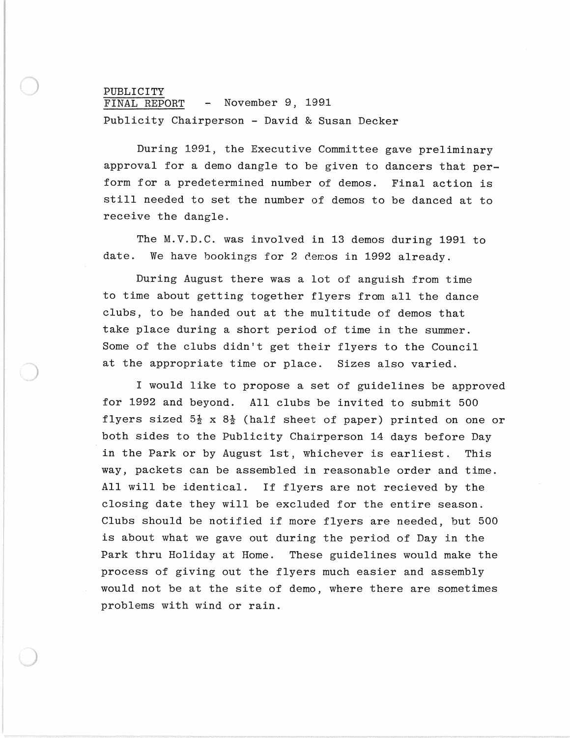PUBLICITY

FINAL REPORT - November 9, 1991

Publicity Chairperson - David & Susan Decker

During 1991, the Executive Committee gave preliminary approval for a demo dangle to be given to dancers that perform for a predetermined number of demos. Final action is still needed to set the number of demos to be danced at to receive the dangle.

The M.V.D.C. was involved in 13 demos during 1991 to date. We have bookings for 2 demos in 1992 already.

During August there was a lot of anguish from time to time about getting together flyers from all the dance clubs, to be handed out at the multitude of demos that take place during a short period of time in the summer. Some of the clubs didn't get their flyers to the Council at the appropriate time or place. Sizes also varied.

I would like to propose a set of guidelines be approved for 1992 and beyond. All clubs be invited to submit 500 flyers sized 5½ x 8½ (half sheet of paper) printed on one or both sides to the Publicity Chairperson 14 days before Day in the Park or by August 1st, whichever is earliest. This way, packets can be assembled in reasonable order and time. All will be identical. If flyers are not recieved by the closing date they will be excluded for the entire season. Clubs should be notified if more flyers are needed, but 500 is about what we gave out during the period of Day in the Park thru Holiday at Home. These guidelines would make the process of giving out the flyers much easier and assembly would not be at the site of demo, where there are sometimes problems with wind or rain.